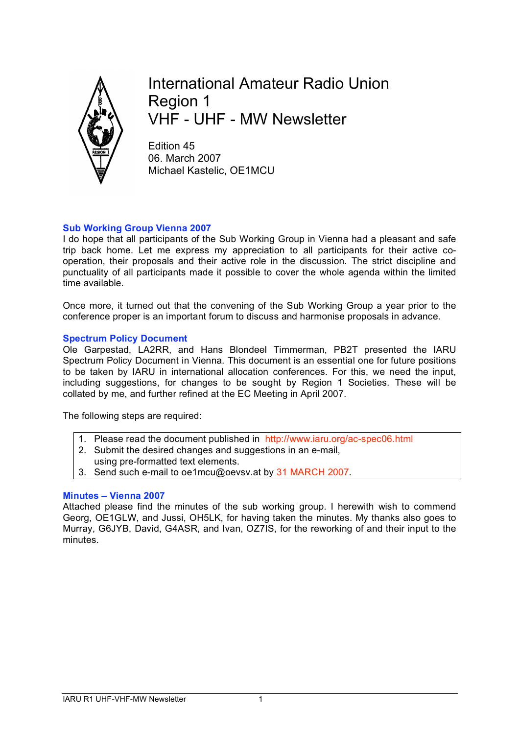# International Amateur Radio Union Region 1 VHF - UHF - MW Newsletter

Edition 45
06. March 2007
Michael Kastelic, OE1MCU

## Sub Working Group Vienna 2007

I do hope that all participants of the Sub Working Group in Vienna had a pleasant and safe trip back home. Let me express my appreciation to all participants for their active co-operation, their proposals and their active role in the discussion. The strict discipline and punctuality of all participants made it possible to cover the whole agenda within the limited time available.

Once more, it turned out that the convening of the Sub Working Group a year prior to the conference proper is an important forum to discuss and harmonise proposals in advance.

## Spectrum Policy Document

Ole Garpestad, LA2RR, and Hans Blondeel Timmerman, PB2T presented the IARU Spectrum Policy Document in Vienna. This document is an essential one for future positions to be taken by IARU in international allocation conferences. For this, we need the input, including suggestions, for changes to be sought by Region 1 Societies. These will be collated by me, and further refined at the EC Meeting in April 2007.

The following steps are required:

1. Please read the document published in http://www.iaru.org/ac-spec06.html
2. Submit the desired changes and suggestions in an e-mail, using pre-formatted text elements.
3. Send such e-mail to oe1mcu@oevsv.at by 31 MARCH 2007.

## Minutes – Vienna 2007

Attached please find the minutes of the sub working group. I herewith wish to commend Georg, OE1GLW, and Jussi, OH5LK, for having taken the minutes. My thanks also goes to Murray, G6JYB, David, G4ASR, and Ivan, OZ7IS, for the reworking of and their input to the minutes.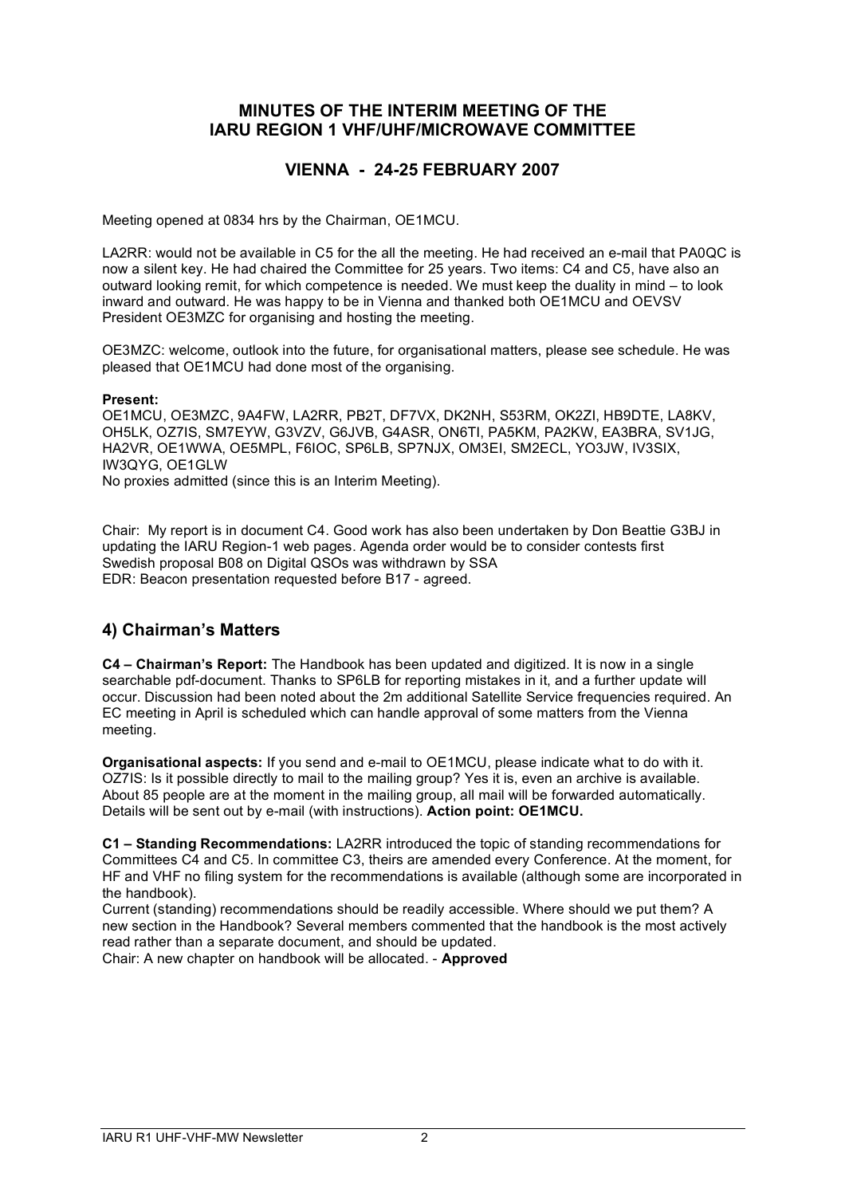## MINUTES OF THE INTERIM MEETING OF THE IARU REGION 1 VHF/UHF/MICROWAVE COMMITTEE

## VIENNA - 24-25 FEBRUARY 2007

Meeting opened at 0834 hrs by the Chairman, OE1MCU.

LA2RR: would not be available in C5 for the all the meeting. He had received an e-mail that PA0QC is now a silent key. He had chaired the Committee for 25 years. Two items: C4 and C5, have also an outward looking remit, for which competence is needed. We must keep the duality in mind – to look inward and outward. He was happy to be in Vienna and thanked both OE1MCU and OEVSV President OE3MZC for organising and hosting the meeting.

OE3MZC: welcome, outlook into the future, for organisational matters, please see schedule. He was pleased that OE1MCU had done most of the organising.

**Present:**
OE1MCU, OE3MZC, 9A4FW, LA2RR, PB2T, DF7VX, DK2NH, S53RM, OK2ZI, HB9DTE, LA8KV, OH5LK, OZ7IS, SM7EYW, G3VZV, G6JVB, G4ASR, ON6TI, PA5KM, PA2KW, EA3BRA, SV1JG, HA2VR, OE1WWA, OE5MPL, F6IOC, SP6LB, SP7NJX, OM3EI, SM2ECL, YO3JW, IV3SIX, IW3QYG, OE1GLW
No proxies admitted (since this is an Interim Meeting).

Chair: My report is in document C4. Good work has also been undertaken by Don Beattie G3BJ in updating the IARU Region-1 web pages. Agenda order would be to consider contests first
Swedish proposal B08 on Digital QSOs was withdrawn by SSA
EDR: Beacon presentation requested before B17 - agreed.

## 4) Chairman's Matters

**C4 – Chairman's Report:** The Handbook has been updated and digitized. It is now in a single searchable pdf-document. Thanks to SP6LB for reporting mistakes in it, and a further update will occur. Discussion had been noted about the 2m additional Satellite Service frequencies required. An EC meeting in April is scheduled which can handle approval of some matters from the Vienna meeting.

**Organisational aspects:** If you send and e-mail to OE1MCU, please indicate what to do with it. OZ7IS: Is it possible directly to mail to the mailing group? Yes it is, even an archive is available. About 85 people are at the moment in the mailing group, all mail will be forwarded automatically. Details will be sent out by e-mail (with instructions). **Action point: OE1MCU.**

**C1 – Standing Recommendations:** LA2RR introduced the topic of standing recommendations for Committees C4 and C5. In committee C3, theirs are amended every Conference. At the moment, for HF and VHF no filing system for the recommendations is available (although some are incorporated in the handbook).
Current (standing) recommendations should be readily accessible. Where should we put them? A new section in the Handbook? Several members commented that the handbook is the most actively read rather than a separate document, and should be updated.
Chair: A new chapter on handbook will be allocated. - **Approved**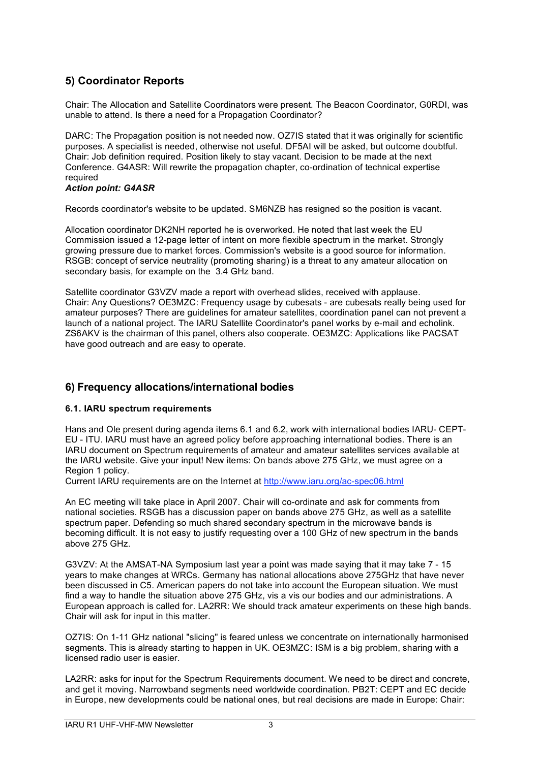## 5) Coordinator Reports

Chair: The Allocation and Satellite Coordinators were present. The Beacon Coordinator, G0RDI, was unable to attend. Is there a need for a Propagation Coordinator?

DARC: The Propagation position is not needed now. OZ7IS stated that it was originally for scientific purposes. A specialist is needed, otherwise not useful. DF5AI will be asked, but outcome doubtful. Chair: Job definition required. Position likely to stay vacant. Decision to be made at the next Conference. G4ASR: Will rewrite the propagation chapter, co-ordination of technical expertise required

***Action point: G4ASR***

Records coordinator's website to be updated. SM6NZB has resigned so the position is vacant.

Allocation coordinator DK2NH reported he is overworked. He noted that last week the EU Commission issued a 12-page letter of intent on more flexible spectrum in the market. Strongly growing pressure due to market forces. Commission's website is a good source for information. RSGB: concept of service neutrality (promoting sharing) is a threat to any amateur allocation on secondary basis, for example on the 3.4 GHz band.

Satellite coordinator G3VZV made a report with overhead slides, received with applause. Chair: Any Questions? OE3MZC: Frequency usage by cubesats - are cubesats really being used for amateur purposes? There are guidelines for amateur satellites, coordination panel can not prevent a launch of a national project. The IARU Satellite Coordinator's panel works by e-mail and echolink. ZS6AKV is the chairman of this panel, others also cooperate. OE3MZC: Applications like PACSAT have good outreach and are easy to operate.

## 6) Frequency allocations/international bodies

### 6.1. IARU spectrum requirements

Hans and Ole present during agenda items 6.1 and 6.2, work with international bodies IARU- CEPT- EU - ITU. IARU must have an agreed policy before approaching international bodies. There is an IARU document on Spectrum requirements of amateur and amateur satellites services available at the IARU website. Give your input! New items: On bands above 275 GHz, we must agree on a Region 1 policy.
Current IARU requirements are on the Internet at http://www.iaru.org/ac-spec06.html

An EC meeting will take place in April 2007. Chair will co-ordinate and ask for comments from national societies. RSGB has a discussion paper on bands above 275 GHz, as well as a satellite spectrum paper. Defending so much shared secondary spectrum in the microwave bands is becoming difficult. It is not easy to justify requesting over a 100 GHz of new spectrum in the bands above 275 GHz.

G3VZV: At the AMSAT-NA Symposium last year a point was made saying that it may take 7 - 15 years to make changes at WRCs. Germany has national allocations above 275GHz that have never been discussed in C5. American papers do not take into account the European situation. We must find a way to handle the situation above 275 GHz, vis a vis our bodies and our administrations. A European approach is called for. LA2RR: We should track amateur experiments on these high bands. Chair will ask for input in this matter.

OZ7IS: On 1-11 GHz national "slicing" is feared unless we concentrate on internationally harmonised segments. This is already starting to happen in UK. OE3MZC: ISM is a big problem, sharing with a licensed radio user is easier.

LA2RR: asks for input for the Spectrum Requirements document. We need to be direct and concrete, and get it moving. Narrowband segments need worldwide coordination. PB2T: CEPT and EC decide in Europe, new developments could be national ones, but real decisions are made in Europe: Chair: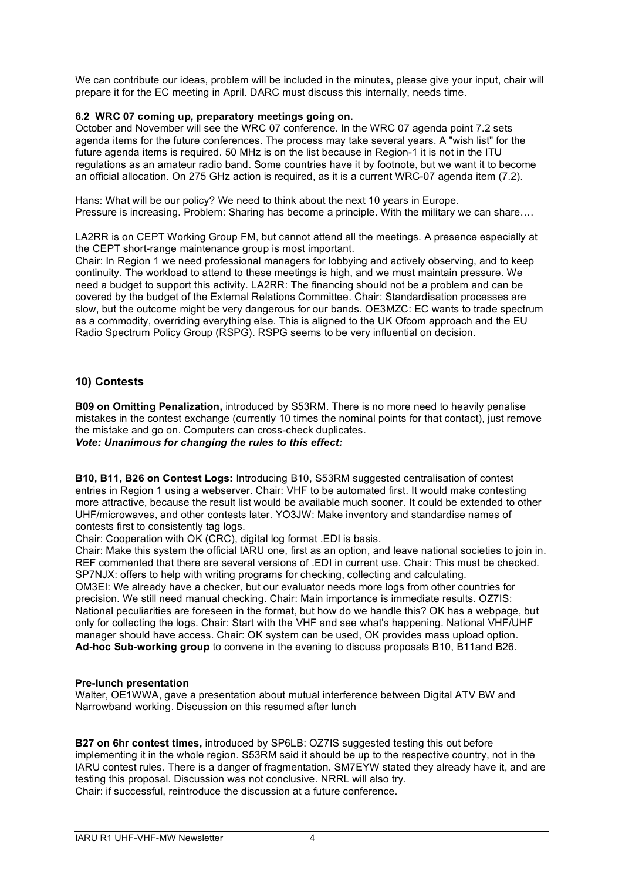We can contribute our ideas, problem will be included in the minutes, please give your input, chair will prepare it for the EC meeting in April. DARC must discuss this internally, needs time.

**6.2 WRC 07 coming up, preparatory meetings going on.**

October and November will see the WRC 07 conference. In the WRC 07 agenda point 7.2 sets agenda items for the future conferences. The process may take several years. A "wish list" for the future agenda items is required. 50 MHz is on the list because in Region-1 it is not in the ITU regulations as an amateur radio band. Some countries have it by footnote, but we want it to become an official allocation. On 275 GHz action is required, as it is a current WRC-07 agenda item (7.2).

Hans: What will be our policy? We need to think about the next 10 years in Europe.
Pressure is increasing. Problem: Sharing has become a principle. With the military we can share….

LA2RR is on CEPT Working Group FM, but cannot attend all the meetings. A presence especially at the CEPT short-range maintenance group is most important.

Chair: In Region 1 we need professional managers for lobbying and actively observing, and to keep continuity. The workload to attend to these meetings is high, and we must maintain pressure. We need a budget to support this activity. LA2RR: The financing should not be a problem and can be covered by the budget of the External Relations Committee. Chair: Standardisation processes are slow, but the outcome might be very dangerous for our bands. OE3MZC: EC wants to trade spectrum as a commodity, overriding everything else. This is aligned to the UK Ofcom approach and the EU Radio Spectrum Policy Group (RSPG). RSPG seems to be very influential on decision.

## 10) Contests

**B09 on Omitting Penalization,** introduced by S53RM. There is no more need to heavily penalise mistakes in the contest exchange (currently 10 times the nominal points for that contact), just remove the mistake and go on. Computers can cross-check duplicates.
***Vote: Unanimous for changing the rules to this effect:***

**B10, B11, B26 on Contest Logs:** Introducing B10, S53RM suggested centralisation of contest entries in Region 1 using a webserver. Chair: VHF to be automated first. It would make contesting more attractive, because the result list would be available much sooner. It could be extended to other UHF/microwaves, and other contests later. YO3JW: Make inventory and standardise names of contests first to consistently tag logs.

Chair: Cooperation with OK (CRC), digital log format .EDI is basis.

Chair: Make this system the official IARU one, first as an option, and leave national societies to join in. REF commented that there are several versions of .EDI in current use. Chair: This must be checked. SP7NJX: offers to help with writing programs for checking, collecting and calculating.

OM3EI: We already have a checker, but our evaluator needs more logs from other countries for precision. We still need manual checking. Chair: Main importance is immediate results. OZ7IS: National peculiarities are foreseen in the format, but how do we handle this? OK has a webpage, but only for collecting the logs. Chair: Start with the VHF and see what's happening. National VHF/UHF manager should have access. Chair: OK system can be used, OK provides mass upload option.
**Ad-hoc Sub-working group** to convene in the evening to discuss proposals B10, B11and B26.

**Pre-lunch presentation**

Walter, OE1WWA, gave a presentation about mutual interference between Digital ATV BW and Narrowband working. Discussion on this resumed after lunch

**B27 on 6hr contest times,** introduced by SP6LB: OZ7IS suggested testing this out before implementing it in the whole region. S53RM said it should be up to the respective country, not in the IARU contest rules. There is a danger of fragmentation. SM7EYW stated they already have it, and are testing this proposal. Discussion was not conclusive. NRRL will also try.
Chair: if successful, reintroduce the discussion at a future conference.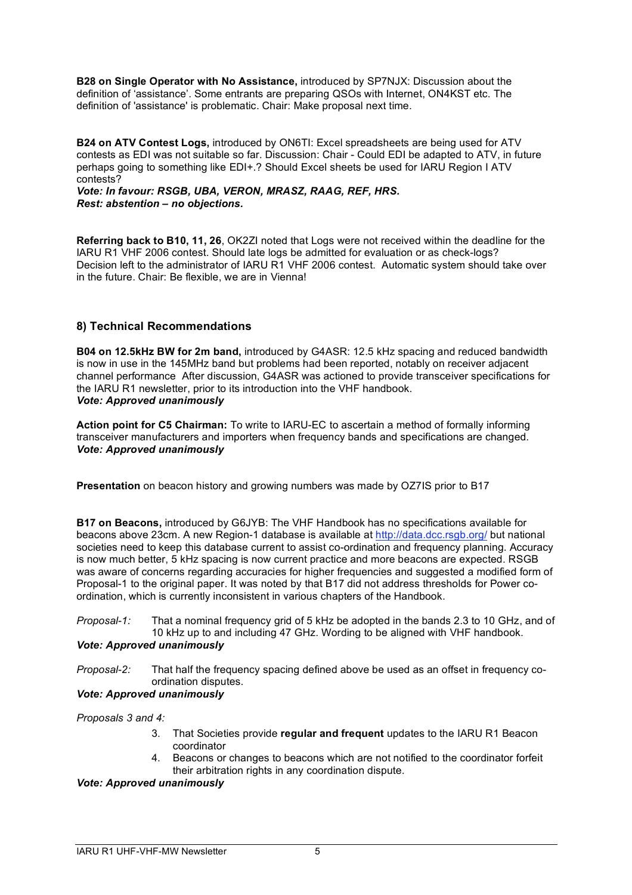**B28 on Single Operator with No Assistance,** introduced by SP7NJX: Discussion about the definition of 'assistance'. Some entrants are preparing QSOs with Internet, ON4KST etc. The definition of 'assistance' is problematic. Chair: Make proposal next time.

**B24 on ATV Contest Logs,** introduced by ON6TI: Excel spreadsheets are being used for ATV contests as EDI was not suitable so far. Discussion: Chair - Could EDI be adapted to ATV, in future perhaps going to something like EDI+.? Should Excel sheets be used for IARU Region I ATV contests?

***Vote: In favour: RSGB, UBA, VERON, MRASZ, RAAG, REF, HRS.***
***Rest: abstention – no objections.***

**Referring back to B10, 11, 26**, OK2ZI noted that Logs were not received within the deadline for the IARU R1 VHF 2006 contest. Should late logs be admitted for evaluation or as check-logs? Decision left to the administrator of IARU R1 VHF 2006 contest. Automatic system should take over in the future. Chair: Be flexible, we are in Vienna!

## 8) Technical Recommendations

**B04 on 12.5kHz BW for 2m band,** introduced by G4ASR: 12.5 kHz spacing and reduced bandwidth is now in use in the 145MHz band but problems had been reported, notably on receiver adjacent channel performance After discussion, G4ASR was actioned to provide transceiver specifications for the IARU R1 newsletter, prior to its introduction into the VHF handbook.
***Vote: Approved unanimously***

**Action point for C5 Chairman:** To write to IARU-EC to ascertain a method of formally informing transceiver manufacturers and importers when frequency bands and specifications are changed.
***Vote: Approved unanimously***

**Presentation** on beacon history and growing numbers was made by OZ7IS prior to B17

**B17 on Beacons,** introduced by G6JYB: The VHF Handbook has no specifications available for beacons above 23cm. A new Region-1 database is available at http://data.dcc.rsgb.org/ but national societies need to keep this database current to assist co-ordination and frequency planning. Accuracy is now much better, 5 kHz spacing is now current practice and more beacons are expected. RSGB was aware of concerns regarding accuracies for higher frequencies and suggested a modified form of Proposal-1 to the original paper. It was noted by that B17 did not address thresholds for Power co-ordination, which is currently inconsistent in various chapters of the Handbook.

*Proposal-1:* That a nominal frequency grid of 5 kHz be adopted in the bands 2.3 to 10 GHz, and of 10 kHz up to and including 47 GHz. Wording to be aligned with VHF handbook.
***Vote: Approved unanimously***

*Proposal-2:* That half the frequency spacing defined above be used as an offset in frequency co-ordination disputes.
***Vote: Approved unanimously***

*Proposals 3 and 4:*

3. That Societies provide **regular and frequent** updates to the IARU R1 Beacon coordinator
4. Beacons or changes to beacons which are not notified to the coordinator forfeit their arbitration rights in any coordination dispute.

***Vote: Approved unanimously***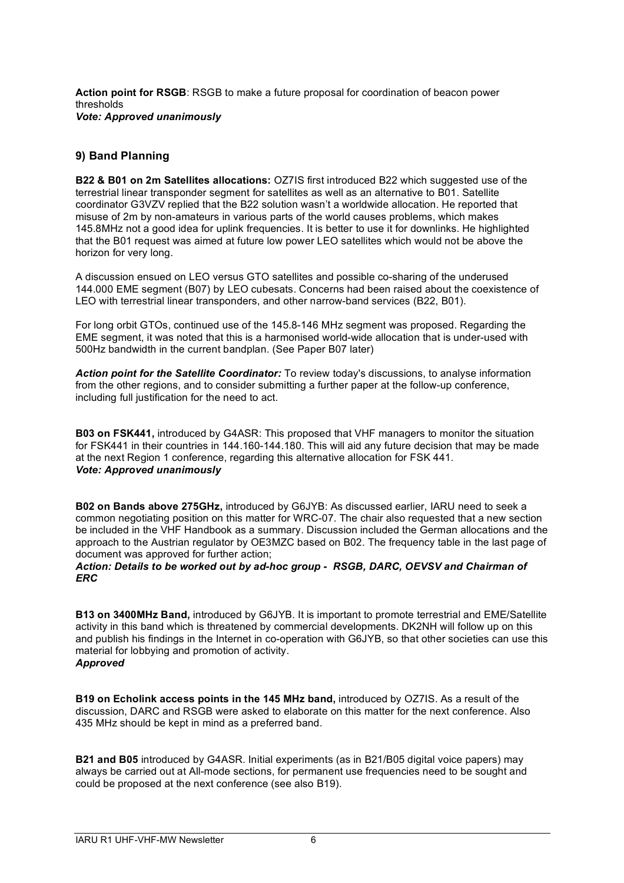**Action point for RSGB**: RSGB to make a future proposal for coordination of beacon power thresholds
***Vote: Approved unanimously***

## 9) Band Planning

**B22 & B01 on 2m Satellites allocations:** OZ7IS first introduced B22 which suggested use of the terrestrial linear transponder segment for satellites as well as an alternative to B01. Satellite coordinator G3VZV replied that the B22 solution wasn't a worldwide allocation. He reported that misuse of 2m by non-amateurs in various parts of the world causes problems, which makes 145.8MHz not a good idea for uplink frequencies. It is better to use it for downlinks. He highlighted that the B01 request was aimed at future low power LEO satellites which would not be above the horizon for very long.

A discussion ensued on LEO versus GTO satellites and possible co-sharing of the underused 144.000 EME segment (B07) by LEO cubesats. Concerns had been raised about the coexistence of LEO with terrestrial linear transponders, and other narrow-band services (B22, B01).

For long orbit GTOs, continued use of the 145.8-146 MHz segment was proposed. Regarding the EME segment, it was noted that this is a harmonised world-wide allocation that is under-used with 500Hz bandwidth in the current bandplan. (See Paper B07 later)

***Action point for the Satellite Coordinator:*** To review today's discussions, to analyse information from the other regions, and to consider submitting a further paper at the follow-up conference, including full justification for the need to act.

**B03 on FSK441,** introduced by G4ASR: This proposed that VHF managers to monitor the situation for FSK441 in their countries in 144.160-144.180. This will aid any future decision that may be made at the next Region 1 conference, regarding this alternative allocation for FSK 441.
***Vote: Approved unanimously***

**B02 on Bands above 275GHz,** introduced by G6JYB: As discussed earlier, IARU need to seek a common negotiating position on this matter for WRC-07. The chair also requested that a new section be included in the VHF Handbook as a summary. Discussion included the German allocations and the approach to the Austrian regulator by OE3MZC based on B02. The frequency table in the last page of document was approved for further action;
***Action: Details to be worked out by ad-hoc group - RSGB, DARC, OEVSV and Chairman of ERC***

**B13 on 3400MHz Band,** introduced by G6JYB. It is important to promote terrestrial and EME/Satellite activity in this band which is threatened by commercial developments. DK2NH will follow up on this and publish his findings in the Internet in co-operation with G6JYB, so that other societies can use this material for lobbying and promotion of activity.
***Approved***

**B19 on Echolink access points in the 145 MHz band,** introduced by OZ7IS. As a result of the discussion, DARC and RSGB were asked to elaborate on this matter for the next conference. Also 435 MHz should be kept in mind as a preferred band.

**B21 and B05** introduced by G4ASR. Initial experiments (as in B21/B05 digital voice papers) may always be carried out at All-mode sections, for permanent use frequencies need to be sought and could be proposed at the next conference (see also B19).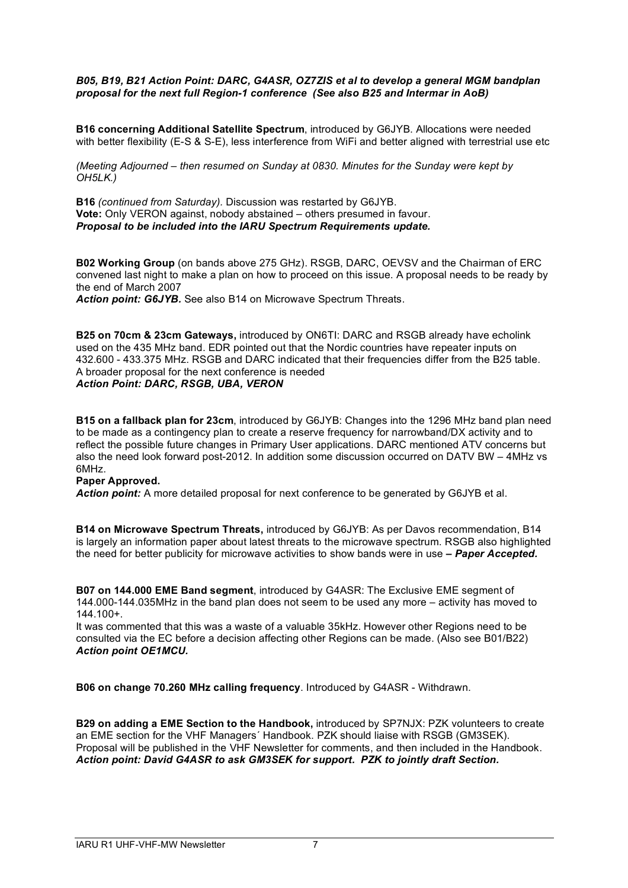***B05, B19, B21 Action Point: DARC, G4ASR, OZ7ZIS et al to develop a general MGM bandplan proposal for the next full Region-1 conference (See also B25 and Intermar in AoB)***

**B16 concerning Additional Satellite Spectrum**, introduced by G6JYB. Allocations were needed with better flexibility (E-S & S-E), less interference from WiFi and better aligned with terrestrial use etc

*(Meeting Adjourned – then resumed on Sunday at 0830. Minutes for the Sunday were kept by OH5LK.)*

**B16** *(continued from Saturday).* Discussion was restarted by G6JYB.
**Vote:** Only VERON against, nobody abstained – others presumed in favour.
***Proposal to be included into the IARU Spectrum Requirements update.***

**B02 Working Group** (on bands above 275 GHz). RSGB, DARC, OEVSV and the Chairman of ERC convened last night to make a plan on how to proceed on this issue. A proposal needs to be ready by the end of March 2007
***Action point: G6JYB.*** See also B14 on Microwave Spectrum Threats.

**B25 on 70cm & 23cm Gateways,** introduced by ON6TI: DARC and RSGB already have echolink used on the 435 MHz band. EDR pointed out that the Nordic countries have repeater inputs on 432.600 - 433.375 MHz. RSGB and DARC indicated that their frequencies differ from the B25 table. A broader proposal for the next conference is needed
***Action Point: DARC, RSGB, UBA, VERON***

**B15 on a fallback plan for 23cm**, introduced by G6JYB: Changes into the 1296 MHz band plan need to be made as a contingency plan to create a reserve frequency for narrowband/DX activity and to reflect the possible future changes in Primary User applications. DARC mentioned ATV concerns but also the need look forward post-2012. In addition some discussion occurred on DATV BW – 4MHz vs 6MHz.
**Paper Approved.**
***Action point:*** A more detailed proposal for next conference to be generated by G6JYB et al.

**B14 on Microwave Spectrum Threats,** introduced by G6JYB: As per Davos recommendation, B14 is largely an information paper about latest threats to the microwave spectrum. RSGB also highlighted the need for better publicity for microwave activities to show bands were in use ***– Paper Accepted.***

**B07 on 144.000 EME Band segment**, introduced by G4ASR: The Exclusive EME segment of 144.000-144.035MHz in the band plan does not seem to be used any more – activity has moved to 144.100+.
It was commented that this was a waste of a valuable 35kHz. However other Regions need to be consulted via the EC before a decision affecting other Regions can be made. (Also see B01/B22)
***Action point OE1MCU.***

**B06 on change 70.260 MHz calling frequency**. Introduced by G4ASR - Withdrawn.

**B29 on adding a EME Section to the Handbook,** introduced by SP7NJX: PZK volunteers to create an EME section for the VHF Managers´ Handbook. PZK should liaise with RSGB (GM3SEK). Proposal will be published in the VHF Newsletter for comments, and then included in the Handbook.
***Action point: David G4ASR to ask GM3SEK for support. PZK to jointly draft Section.***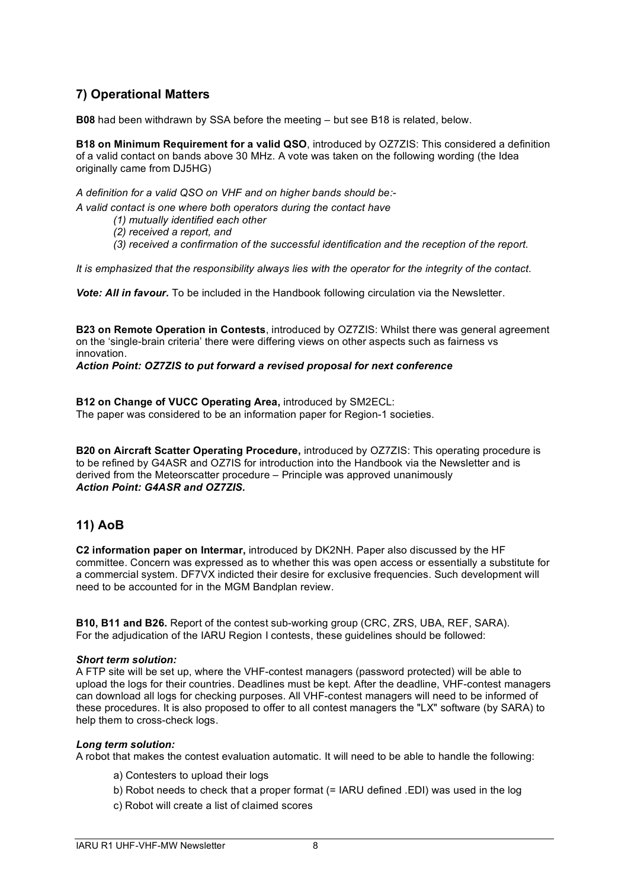## 7) Operational Matters

**B08** had been withdrawn by SSA before the meeting – but see B18 is related, below.

**B18 on Minimum Requirement for a valid QSO**, introduced by OZ7ZIS: This considered a definition of a valid contact on bands above 30 MHz. A vote was taken on the following wording (the Idea originally came from DJ5HG)

*A definition for a valid QSO on VHF and on higher bands should be:-*

*A valid contact is one where both operators during the contact have*

*(1) mutually identified each other*
*(2) received a report, and*
*(3) received a confirmation of the successful identification and the reception of the report.*

*It is emphasized that the responsibility always lies with the operator for the integrity of the contact.*

***Vote: All in favour.*** To be included in the Handbook following circulation via the Newsletter.

**B23 on Remote Operation in Contests**, introduced by OZ7ZIS: Whilst there was general agreement on the 'single-brain criteria' there were differing views on other aspects such as fairness vs innovation.

***Action Point: OZ7ZIS to put forward a revised proposal for next conference***

**B12 on Change of VUCC Operating Area,** introduced by SM2ECL:
The paper was considered to be an information paper for Region-1 societies.

**B20 on Aircraft Scatter Operating Procedure,** introduced by OZ7ZIS: This operating procedure is to be refined by G4ASR and OZ7IS for introduction into the Handbook via the Newsletter and is derived from the Meteorscatter procedure – Principle was approved unanimously
***Action Point: G4ASR and OZ7ZIS.***

## 11) AoB

**C2 information paper on Intermar,** introduced by DK2NH. Paper also discussed by the HF committee. Concern was expressed as to whether this was open access or essentially a substitute for a commercial system. DF7VX indicted their desire for exclusive frequencies. Such development will need to be accounted for in the MGM Bandplan review.

**B10, B11 and B26.** Report of the contest sub-working group (CRC, ZRS, UBA, REF, SARA). For the adjudication of the IARU Region I contests, these guidelines should be followed:

***Short term solution:***
A FTP site will be set up, where the VHF-contest managers (password protected) will be able to upload the logs for their countries. Deadlines must be kept. After the deadline, VHF-contest managers can download all logs for checking purposes. All VHF-contest managers will need to be informed of these procedures. It is also proposed to offer to all contest managers the "LX" software (by SARA) to help them to cross-check logs.

***Long term solution:***
A robot that makes the contest evaluation automatic. It will need to be able to handle the following:

a) Contesters to upload their logs
b) Robot needs to check that a proper format (= IARU defined .EDI) was used in the log
c) Robot will create a list of claimed scores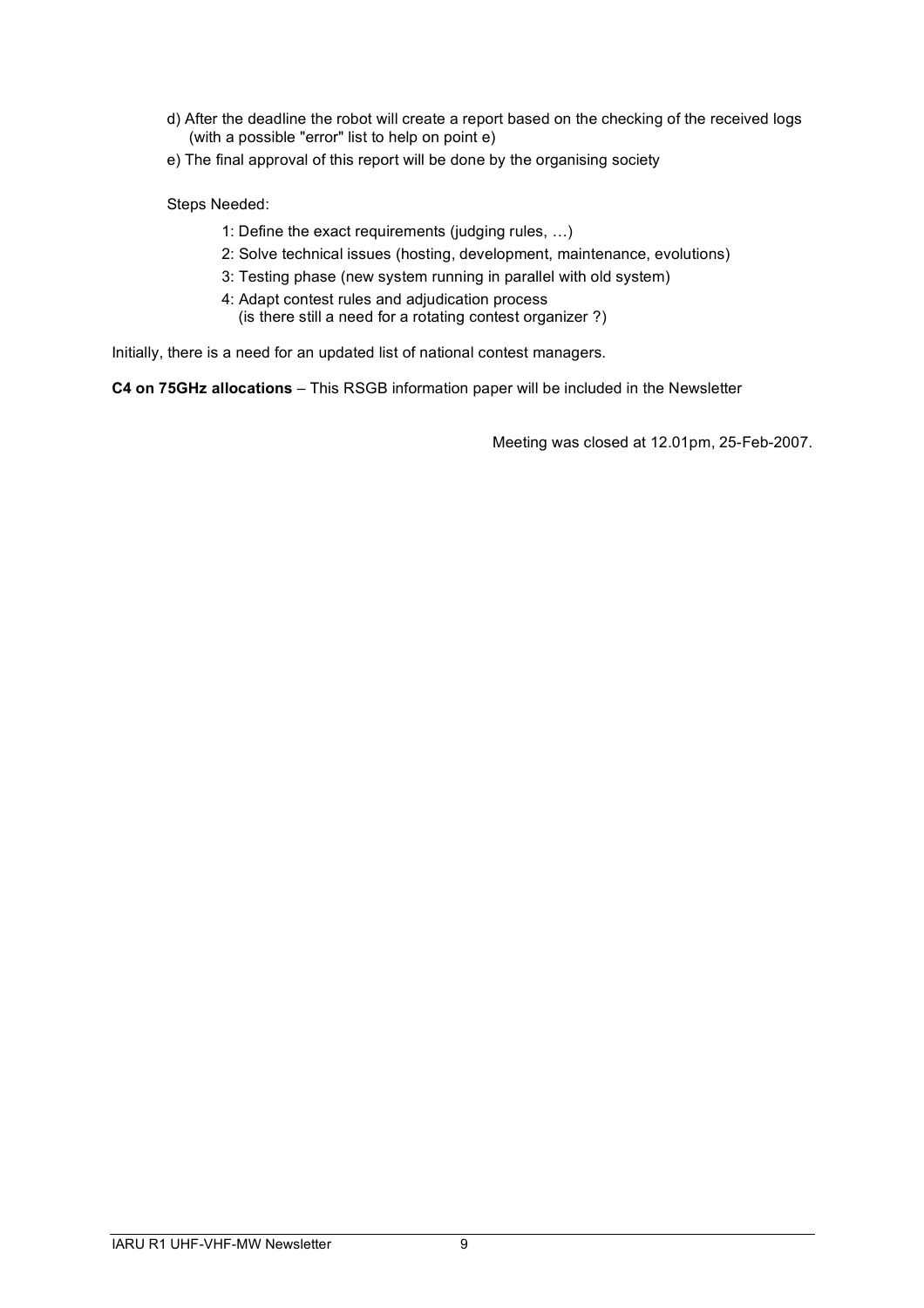d) After the deadline the robot will create a report based on the checking of the received logs (with a possible "error" list to help on point e)

e) The final approval of this report will be done by the organising society

Steps Needed:

1: Define the exact requirements (judging rules, …)

2: Solve technical issues (hosting, development, maintenance, evolutions)

3: Testing phase (new system running in parallel with old system)

4: Adapt contest rules and adjudication process
(is there still a need for a rotating contest organizer ?)

Initially, there is a need for an updated list of national contest managers.

**C4 on 75GHz allocations** – This RSGB information paper will be included in the Newsletter

Meeting was closed at 12.01pm, 25-Feb-2007.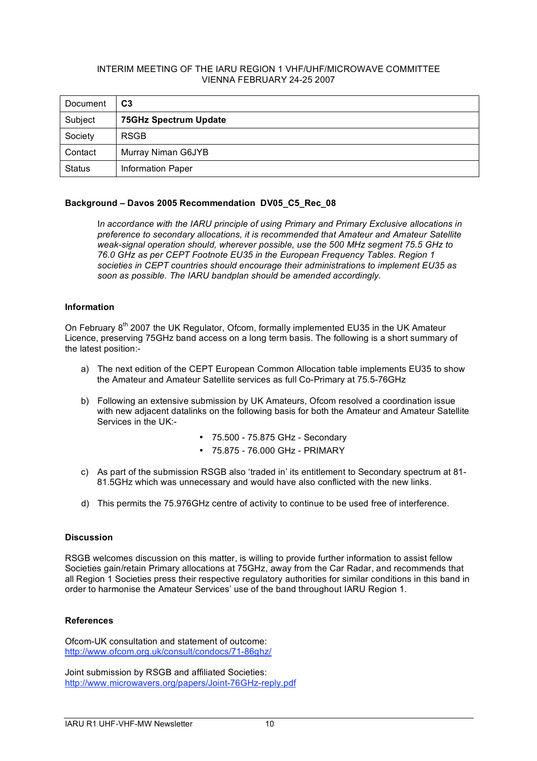INTERIM MEETING OF THE IARU REGION 1 VHF/UHF/MICROWAVE COMMITTEE
VIENNA FEBRUARY 24-25 2007

| | |
|---|---|
| Document | **C3** |
| Subject | **75GHz Spectrum Update** |
| Society | RSGB |
| Contact | Murray Niman G6JYB |
| Status | Information Paper |

**Background – Davos 2005 Recommendation DV05_C5_Rec_08**

> *In accordance with the IARU principle of using Primary and Primary Exclusive allocations in preference to secondary allocations, it is recommended that Amateur and Amateur Satellite weak-signal operation should, wherever possible, use the 500 MHz segment 75.5 GHz to 76.0 GHz as per CEPT Footnote EU35 in the European Frequency Tables. Region 1 societies in CEPT countries should encourage their administrations to implement EU35 as soon as possible. The IARU bandplan should be amended accordingly.*

**Information**

On February 8th 2007 the UK Regulator, Ofcom, formally implemented EU35 in the UK Amateur Licence, preserving 75GHz band access on a long term basis. The following is a short summary of the latest position:-

a) The next edition of the CEPT European Common Allocation table implements EU35 to show the Amateur and Amateur Satellite services as full Co-Primary at 75.5-76GHz

b) Following an extensive submission by UK Amateurs, Ofcom resolved a coordination issue with new adjacent datalinks on the following basis for both the Amateur and Amateur Satellite Services in the UK:-

   - 75.500 - 75.875 GHz - Secondary
   - 75.875 - 76.000 GHz - PRIMARY

c) As part of the submission RSGB also 'traded in' its entitlement to Secondary spectrum at 81-81.5GHz which was unnecessary and would have also conflicted with the new links.

d) This permits the 75.976GHz centre of activity to continue to be used free of interference.

**Discussion**

RSGB welcomes discussion on this matter, is willing to provide further information to assist fellow Societies gain/retain Primary allocations at 75GHz, away from the Car Radar, and recommends that all Region 1 Societies press their respective regulatory authorities for similar conditions in this band in order to harmonise the Amateur Services' use of the band throughout IARU Region 1.

**References**

Ofcom-UK consultation and statement of outcome:
http://www.ofcom.org.uk/consult/condocs/71-86ghz/

Joint submission by RSGB and affiliated Societies:
http://www.microwavers.org/papers/Joint-76GHz-reply.pdf